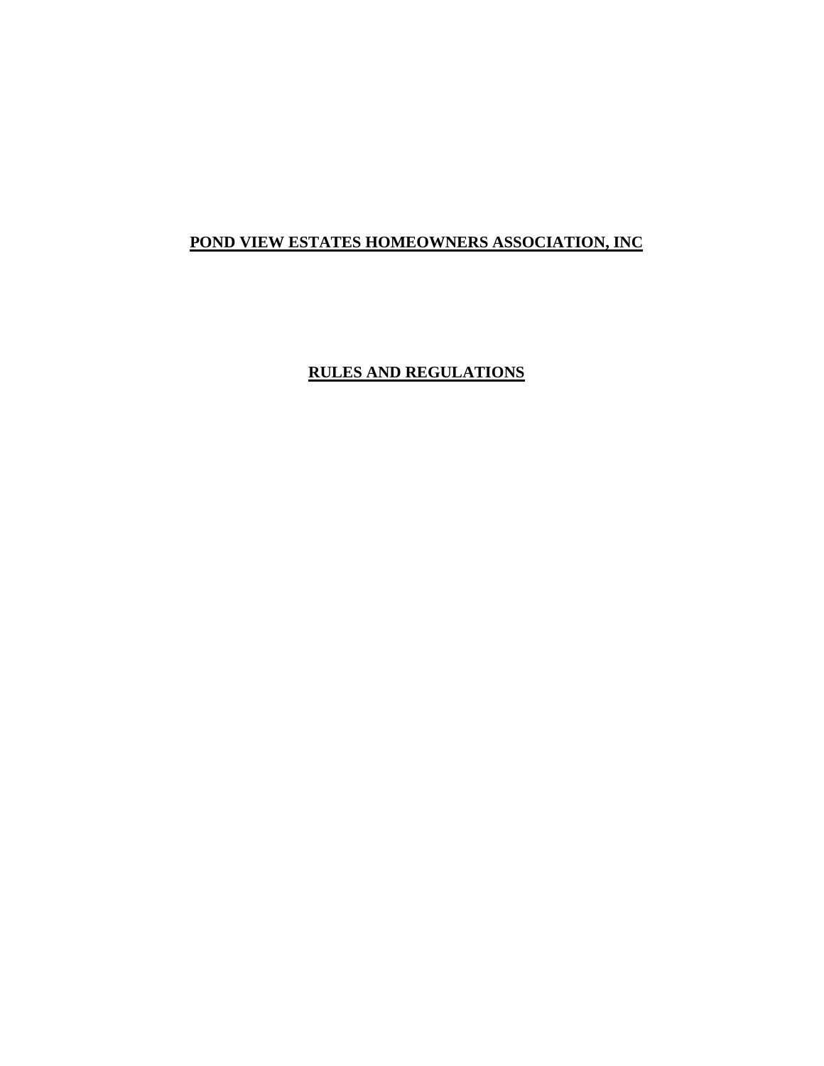# POND VIEW ESTATES HOMEOWNERS ASSOCIATION, INC

## RULES AND REGULATIONS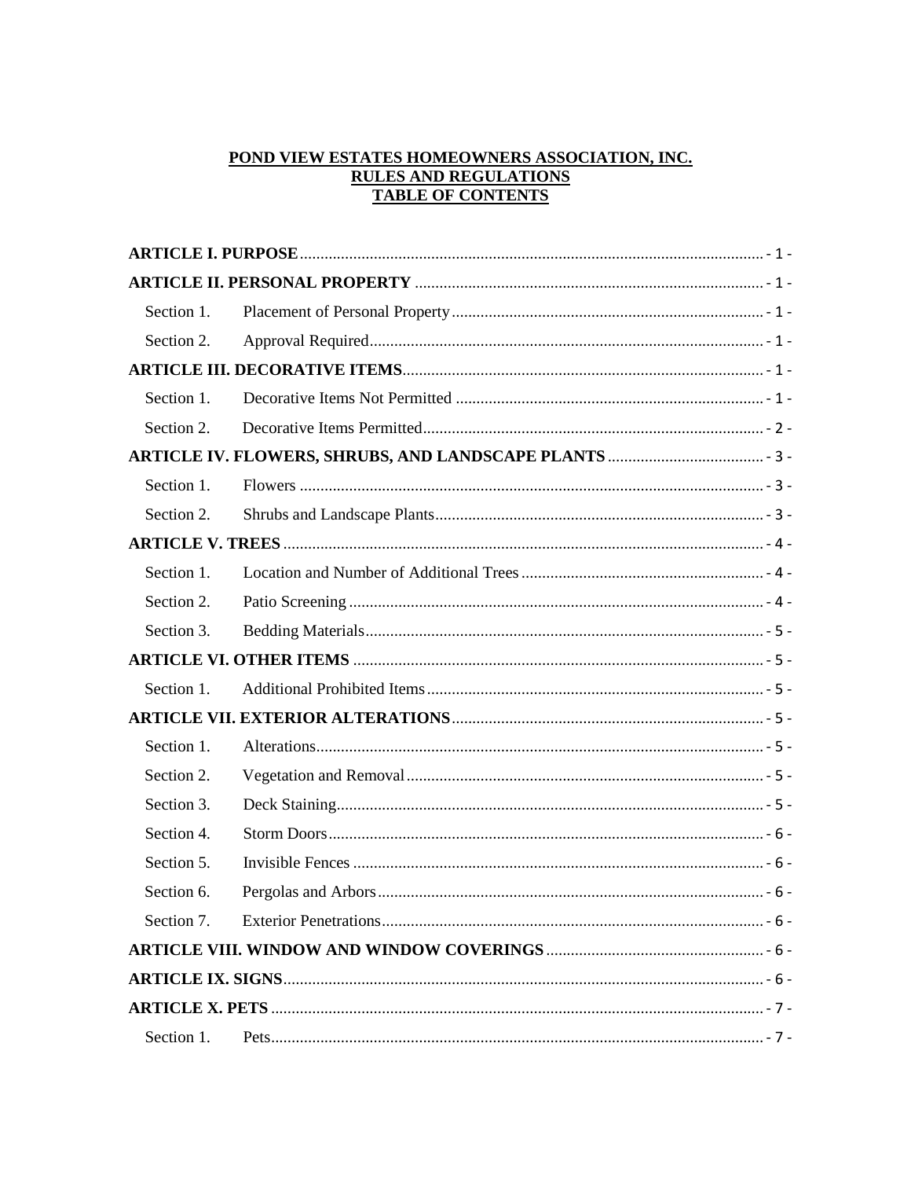**POND VIEW ESTATES HOMEOWNERS ASSOCIATION, INC.**
**RULES AND REGULATIONS**
**TABLE OF CONTENTS**

**ARTICLE I. PURPOSE** - 1 -

**ARTICLE II. PERSONAL PROPERTY** - 1 -

- Section 1. Placement of Personal Property - 1 -
- Section 2. Approval Required - 1 -

**ARTICLE III. DECORATIVE ITEMS** - 1 -

- Section 1. Decorative Items Not Permitted - 1 -
- Section 2. Decorative Items Permitted - 2 -

**ARTICLE IV. FLOWERS, SHRUBS, AND LANDSCAPE PLANTS** - 3 -

- Section 1. Flowers - 3 -
- Section 2. Shrubs and Landscape Plants - 3 -

**ARTICLE V. TREES** - 4 -

- Section 1. Location and Number of Additional Trees - 4 -
- Section 2. Patio Screening - 4 -
- Section 3. Bedding Materials - 5 -

**ARTICLE VI. OTHER ITEMS** - 5 -

- Section 1. Additional Prohibited Items - 5 -

**ARTICLE VII. EXTERIOR ALTERATIONS** - 5 -

- Section 1. Alterations - 5 -
- Section 2. Vegetation and Removal - 5 -
- Section 3. Deck Staining - 5 -
- Section 4. Storm Doors - 6 -
- Section 5. Invisible Fences - 6 -
- Section 6. Pergolas and Arbors - 6 -
- Section 7. Exterior Penetrations - 6 -

**ARTICLE VIII. WINDOW AND WINDOW COVERINGS** - 6 -

**ARTICLE IX. SIGNS** - 6 -

**ARTICLE X. PETS** - 7 -

- Section 1. Pets - 7 -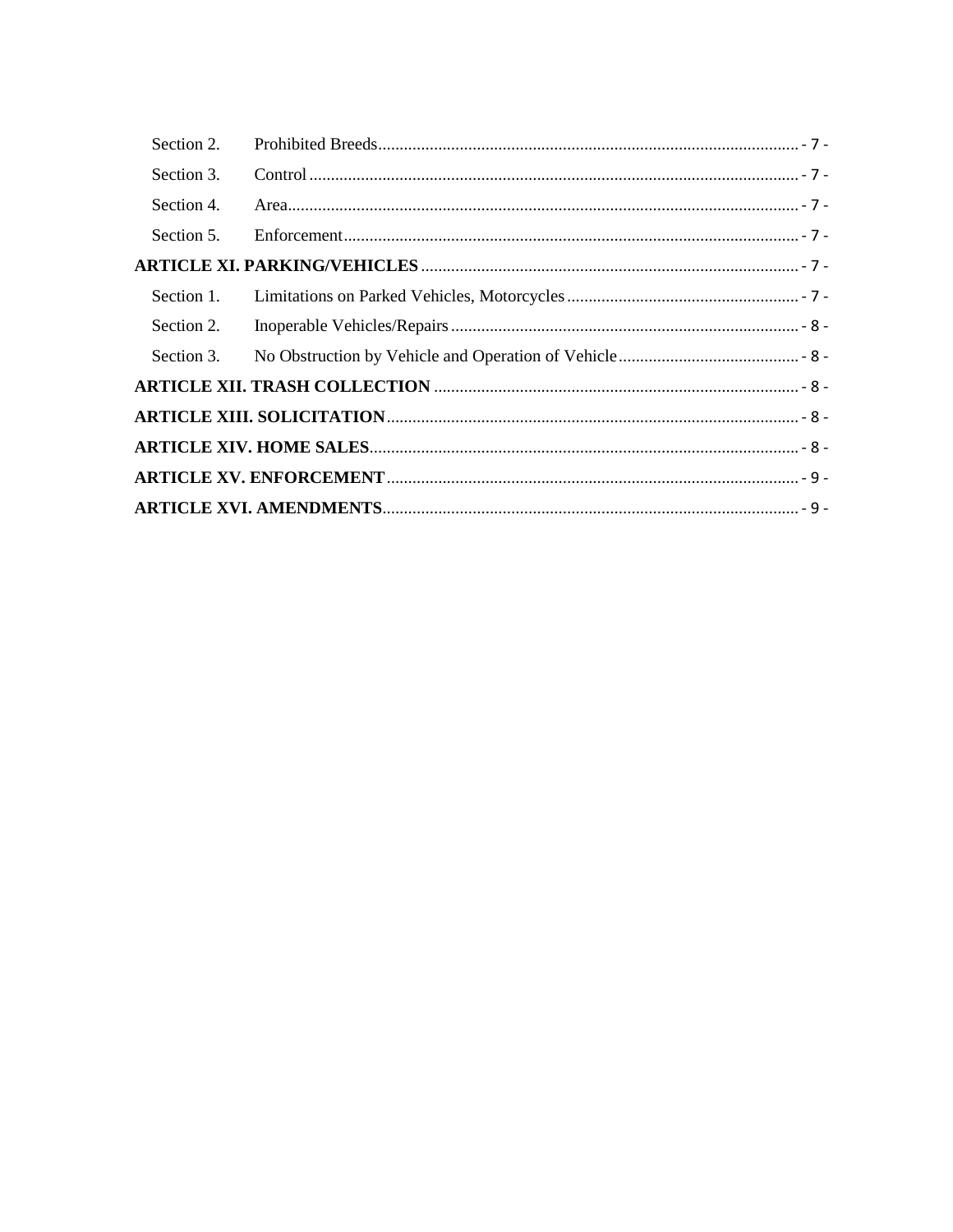Section 2. Prohibited Breeds .......... - 7 -

Section 3. Control .......... - 7 -

Section 4. Area .......... - 7 -

Section 5. Enforcement .......... - 7 -

**ARTICLE XI. PARKING/VEHICLES** .......... - 7 -

Section 1. Limitations on Parked Vehicles, Motorcycles .......... - 7 -

Section 2. Inoperable Vehicles/Repairs .......... - 8 -

Section 3. No Obstruction by Vehicle and Operation of Vehicle .......... - 8 -

**ARTICLE XII. TRASH COLLECTION** .......... - 8 -

**ARTICLE XIII. SOLICITATION** .......... - 8 -

**ARTICLE XIV. HOME SALES** .......... - 8 -

**ARTICLE XV. ENFORCEMENT** .......... - 9 -

**ARTICLE XVI. AMENDMENTS** .......... - 9 -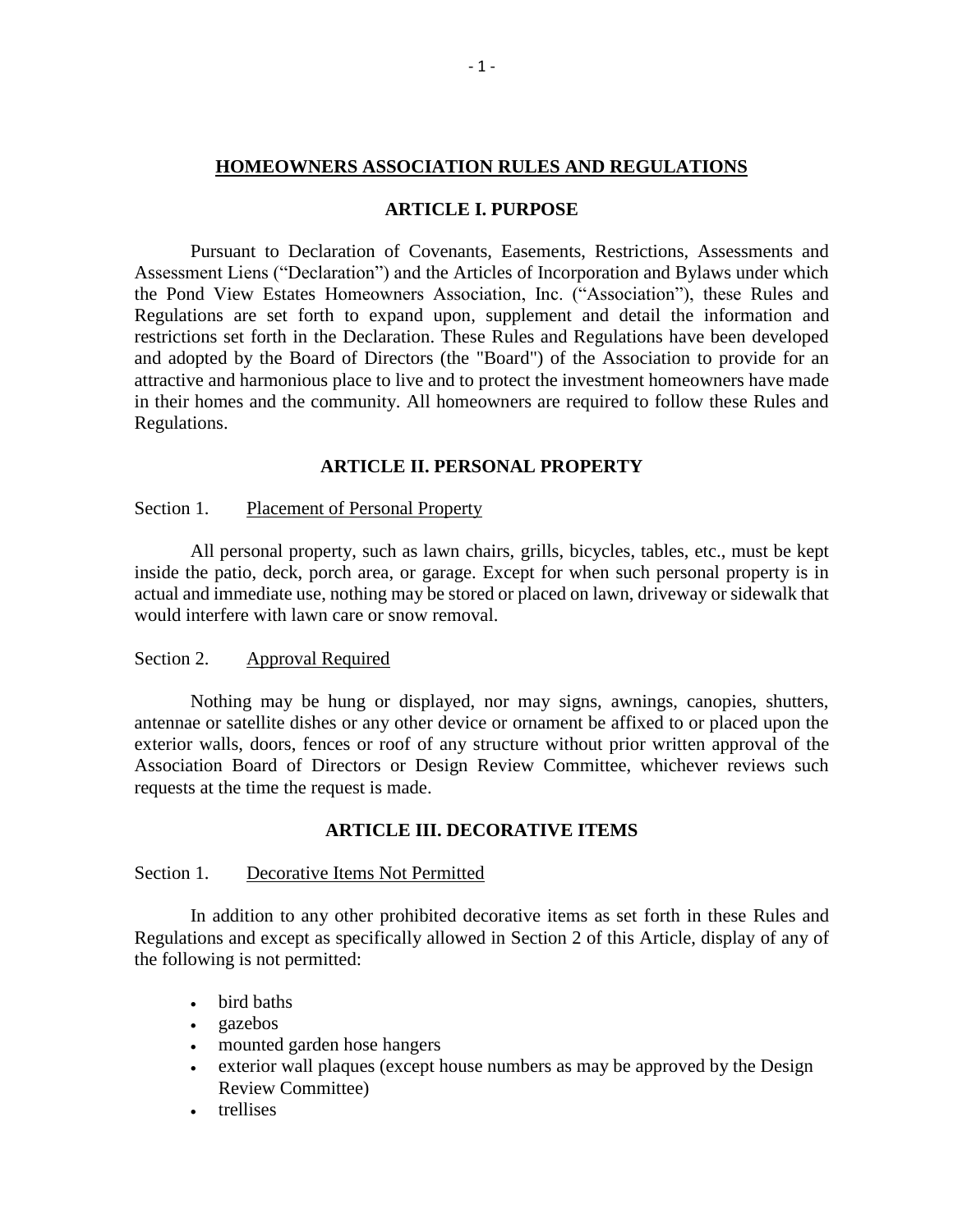## HOMEOWNERS ASSOCIATION RULES AND REGULATIONS

### ARTICLE I. PURPOSE

Pursuant to Declaration of Covenants, Easements, Restrictions, Assessments and Assessment Liens ("Declaration") and the Articles of Incorporation and Bylaws under which the Pond View Estates Homeowners Association, Inc. ("Association"), these Rules and Regulations are set forth to expand upon, supplement and detail the information and restrictions set forth in the Declaration. These Rules and Regulations have been developed and adopted by the Board of Directors (the "Board") of the Association to provide for an attractive and harmonious place to live and to protect the investment homeowners have made in their homes and the community. All homeowners are required to follow these Rules and Regulations.

### ARTICLE II. PERSONAL PROPERTY

Section 1. Placement of Personal Property

All personal property, such as lawn chairs, grills, bicycles, tables, etc., must be kept inside the patio, deck, porch area, or garage. Except for when such personal property is in actual and immediate use, nothing may be stored or placed on lawn, driveway or sidewalk that would interfere with lawn care or snow removal.

Section 2. Approval Required

Nothing may be hung or displayed, nor may signs, awnings, canopies, shutters, antennae or satellite dishes or any other device or ornament be affixed to or placed upon the exterior walls, doors, fences or roof of any structure without prior written approval of the Association Board of Directors or Design Review Committee, whichever reviews such requests at the time the request is made.

### ARTICLE III. DECORATIVE ITEMS

Section 1. Decorative Items Not Permitted

In addition to any other prohibited decorative items as set forth in these Rules and Regulations and except as specifically allowed in Section 2 of this Article, display of any of the following is not permitted:

- bird baths
- gazebos
- mounted garden hose hangers
- exterior wall plaques (except house numbers as may be approved by the Design Review Committee)
- trellises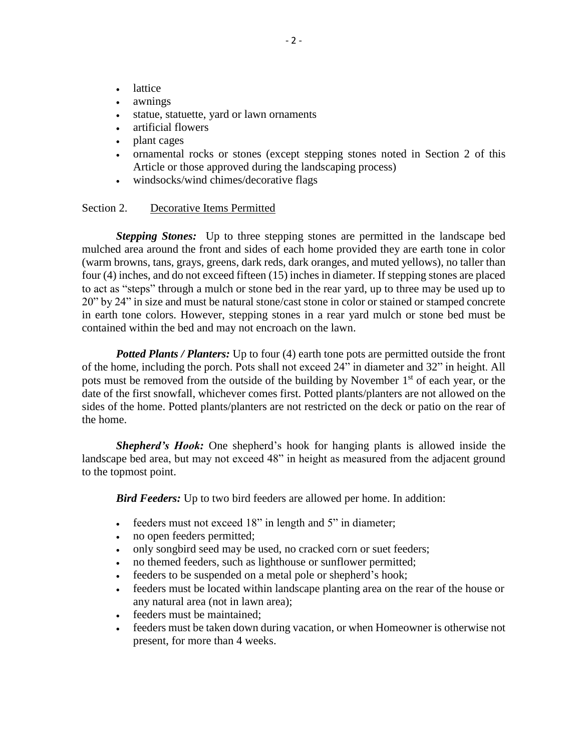- lattice
- awnings
- statue, statuette, yard or lawn ornaments
- artificial flowers
- plant cages
- ornamental rocks or stones (except stepping stones noted in Section 2 of this Article or those approved during the landscaping process)
- windsocks/wind chimes/decorative flags

Section 2. Decorative Items Permitted

***Stepping Stones:*** Up to three stepping stones are permitted in the landscape bed mulched area around the front and sides of each home provided they are earth tone in color (warm browns, tans, grays, greens, dark reds, dark oranges, and muted yellows), no taller than four (4) inches, and do not exceed fifteen (15) inches in diameter. If stepping stones are placed to act as "steps" through a mulch or stone bed in the rear yard, up to three may be used up to 20" by 24" in size and must be natural stone/cast stone in color or stained or stamped concrete in earth tone colors. However, stepping stones in a rear yard mulch or stone bed must be contained within the bed and may not encroach on the lawn.

***Potted Plants / Planters:*** Up to four (4) earth tone pots are permitted outside the front of the home, including the porch. Pots shall not exceed 24" in diameter and 32" in height. All pots must be removed from the outside of the building by November 1st of each year, or the date of the first snowfall, whichever comes first. Potted plants/planters are not allowed on the sides of the home. Potted plants/planters are not restricted on the deck or patio on the rear of the home.

***Shepherd's Hook:*** One shepherd's hook for hanging plants is allowed inside the landscape bed area, but may not exceed 48" in height as measured from the adjacent ground to the topmost point.

***Bird Feeders:*** Up to two bird feeders are allowed per home. In addition:

- feeders must not exceed 18" in length and 5" in diameter;
- no open feeders permitted;
- only songbird seed may be used, no cracked corn or suet feeders;
- no themed feeders, such as lighthouse or sunflower permitted;
- feeders to be suspended on a metal pole or shepherd's hook;
- feeders must be located within landscape planting area on the rear of the house or any natural area (not in lawn area);
- feeders must be maintained;
- feeders must be taken down during vacation, or when Homeowner is otherwise not present, for more than 4 weeks.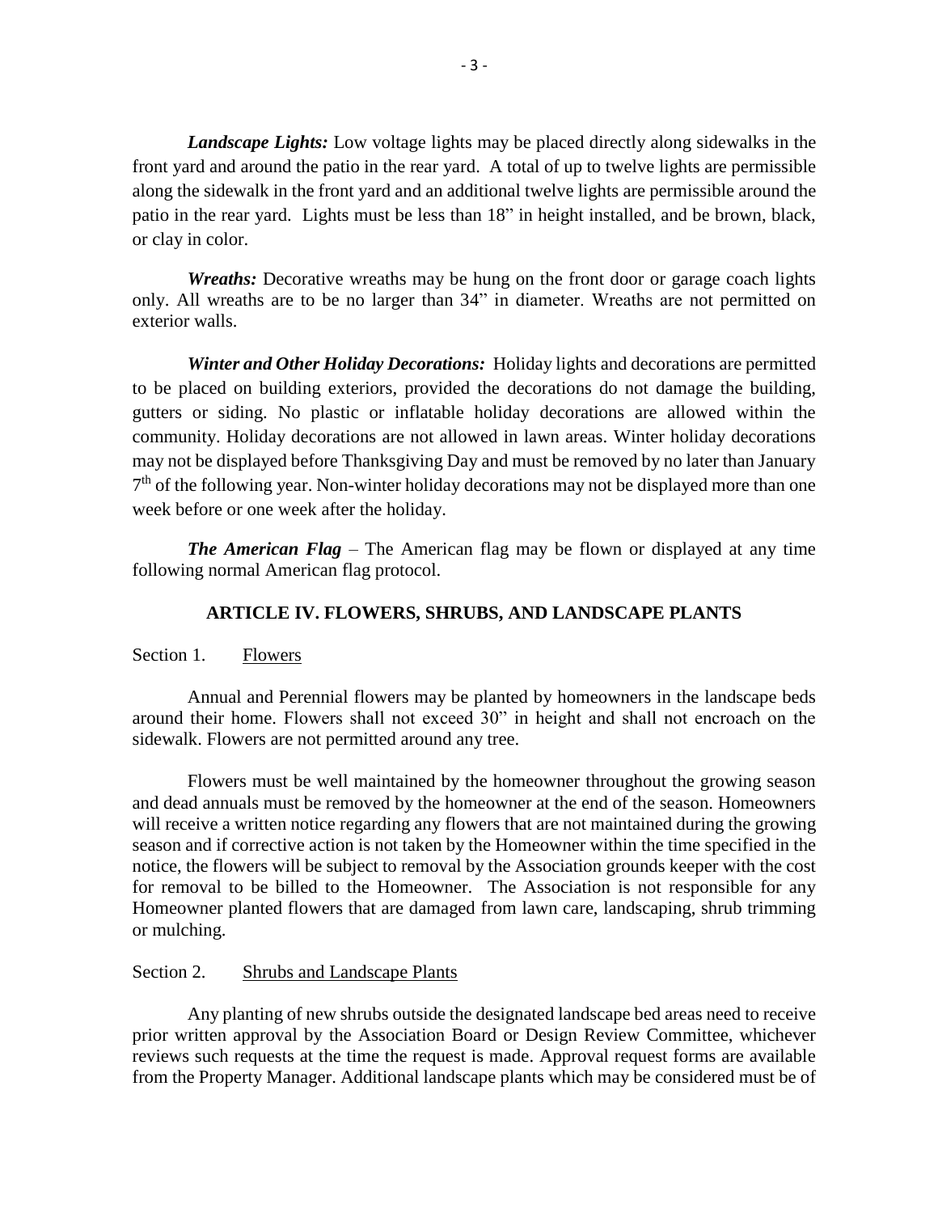***Landscape Lights:*** Low voltage lights may be placed directly along sidewalks in the front yard and around the patio in the rear yard. A total of up to twelve lights are permissible along the sidewalk in the front yard and an additional twelve lights are permissible around the patio in the rear yard. Lights must be less than 18" in height installed, and be brown, black, or clay in color.

***Wreaths:*** Decorative wreaths may be hung on the front door or garage coach lights only. All wreaths are to be no larger than 34" in diameter. Wreaths are not permitted on exterior walls.

***Winter and Other Holiday Decorations:*** Holiday lights and decorations are permitted to be placed on building exteriors, provided the decorations do not damage the building, gutters or siding. No plastic or inflatable holiday decorations are allowed within the community. Holiday decorations are not allowed in lawn areas. Winter holiday decorations may not be displayed before Thanksgiving Day and must be removed by no later than January 7th of the following year. Non-winter holiday decorations may not be displayed more than one week before or one week after the holiday.

***The American Flag*** – The American flag may be flown or displayed at any time following normal American flag protocol.

## ARTICLE IV. FLOWERS, SHRUBS, AND LANDSCAPE PLANTS

Section 1. Flowers

Annual and Perennial flowers may be planted by homeowners in the landscape beds around their home. Flowers shall not exceed 30" in height and shall not encroach on the sidewalk. Flowers are not permitted around any tree.

Flowers must be well maintained by the homeowner throughout the growing season and dead annuals must be removed by the homeowner at the end of the season. Homeowners will receive a written notice regarding any flowers that are not maintained during the growing season and if corrective action is not taken by the Homeowner within the time specified in the notice, the flowers will be subject to removal by the Association grounds keeper with the cost for removal to be billed to the Homeowner. The Association is not responsible for any Homeowner planted flowers that are damaged from lawn care, landscaping, shrub trimming or mulching.

Section 2. Shrubs and Landscape Plants

Any planting of new shrubs outside the designated landscape bed areas need to receive prior written approval by the Association Board or Design Review Committee, whichever reviews such requests at the time the request is made. Approval request forms are available from the Property Manager. Additional landscape plants which may be considered must be of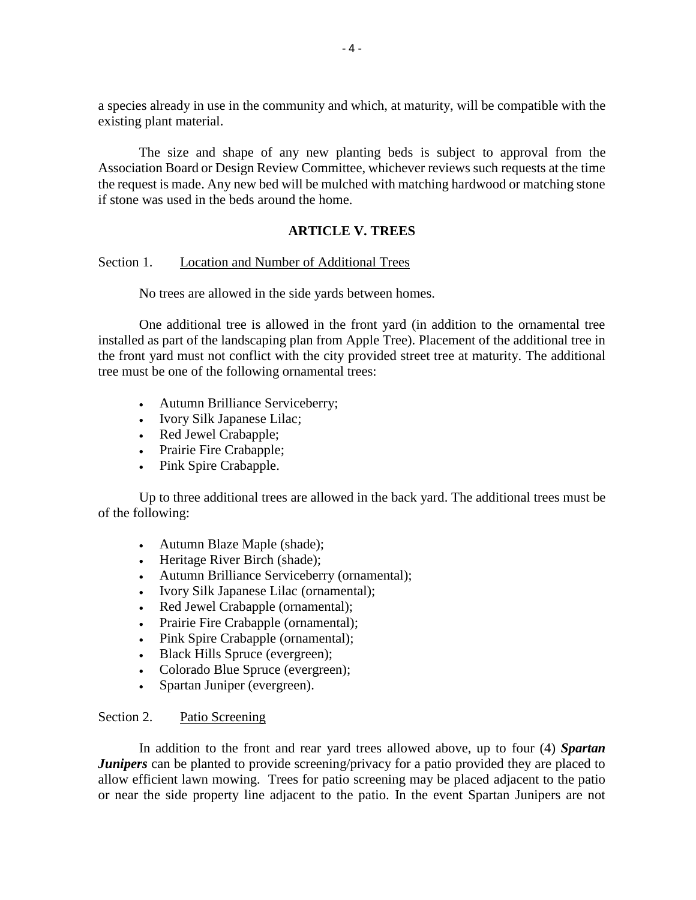a species already in use in the community and which, at maturity, will be compatible with the existing plant material.

The size and shape of any new planting beds is subject to approval from the Association Board or Design Review Committee, whichever reviews such requests at the time the request is made. Any new bed will be mulched with matching hardwood or matching stone if stone was used in the beds around the home.

## ARTICLE V. TREES

Section 1. Location and Number of Additional Trees

No trees are allowed in the side yards between homes.

One additional tree is allowed in the front yard (in addition to the ornamental tree installed as part of the landscaping plan from Apple Tree). Placement of the additional tree in the front yard must not conflict with the city provided street tree at maturity. The additional tree must be one of the following ornamental trees:

- Autumn Brilliance Serviceberry;
- Ivory Silk Japanese Lilac;
- Red Jewel Crabapple;
- Prairie Fire Crabapple;
- Pink Spire Crabapple.

Up to three additional trees are allowed in the back yard. The additional trees must be of the following:

- Autumn Blaze Maple (shade);
- Heritage River Birch (shade);
- Autumn Brilliance Serviceberry (ornamental);
- Ivory Silk Japanese Lilac (ornamental);
- Red Jewel Crabapple (ornamental);
- Prairie Fire Crabapple (ornamental);
- Pink Spire Crabapple (ornamental);
- Black Hills Spruce (evergreen);
- Colorado Blue Spruce (evergreen);
- Spartan Juniper (evergreen).

Section 2. Patio Screening

In addition to the front and rear yard trees allowed above, up to four (4) ***Spartan Junipers*** can be planted to provide screening/privacy for a patio provided they are placed to allow efficient lawn mowing. Trees for patio screening may be placed adjacent to the patio or near the side property line adjacent to the patio. In the event Spartan Junipers are not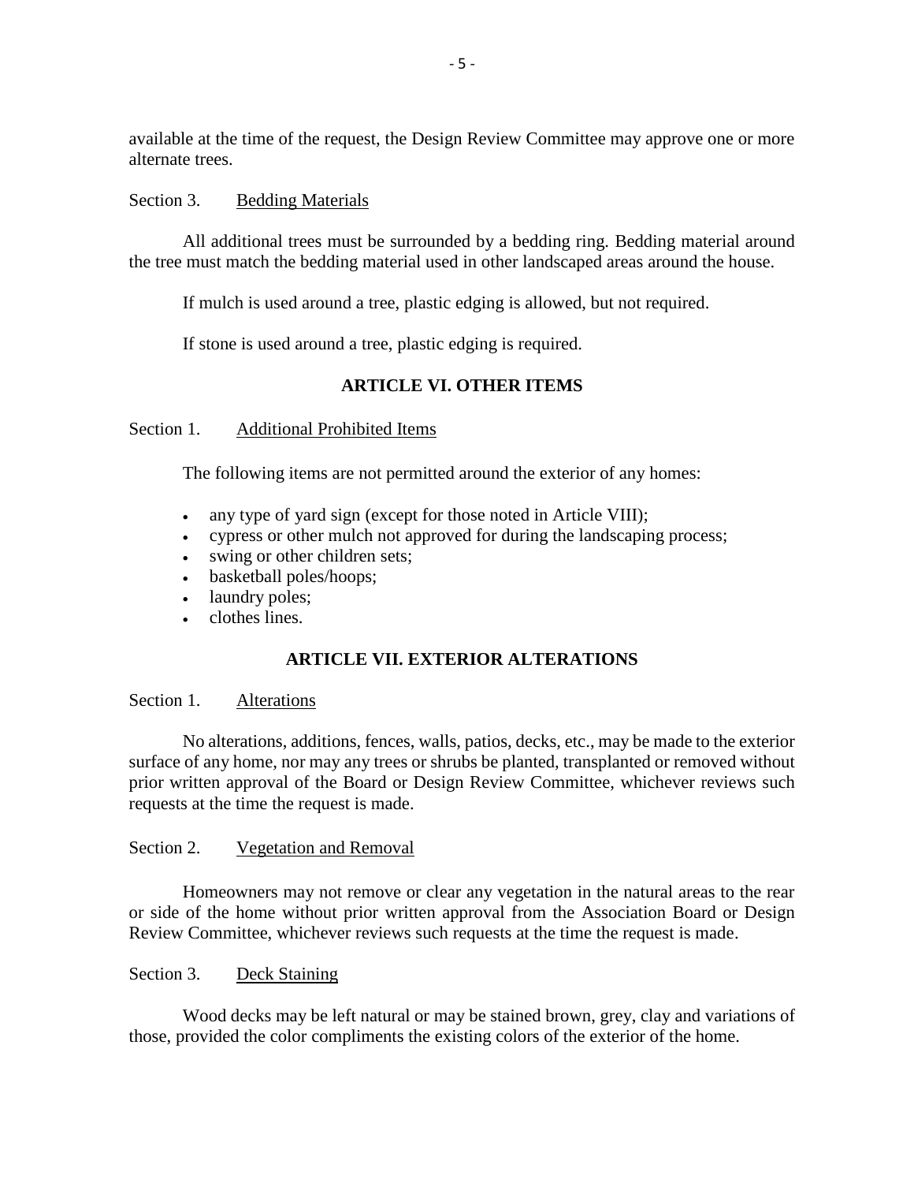available at the time of the request, the Design Review Committee may approve one or more alternate trees.

Section 3. Bedding Materials

All additional trees must be surrounded by a bedding ring. Bedding material around the tree must match the bedding material used in other landscaped areas around the house.

If mulch is used around a tree, plastic edging is allowed, but not required.

If stone is used around a tree, plastic edging is required.

## ARTICLE VI. OTHER ITEMS

Section 1. Additional Prohibited Items

The following items are not permitted around the exterior of any homes:

- any type of yard sign (except for those noted in Article VIII);
- cypress or other mulch not approved for during the landscaping process;
- swing or other children sets;
- basketball poles/hoops;
- laundry poles;
- clothes lines.

## ARTICLE VII. EXTERIOR ALTERATIONS

Section 1. Alterations

No alterations, additions, fences, walls, patios, decks, etc., may be made to the exterior surface of any home, nor may any trees or shrubs be planted, transplanted or removed without prior written approval of the Board or Design Review Committee, whichever reviews such requests at the time the request is made.

Section 2. Vegetation and Removal

Homeowners may not remove or clear any vegetation in the natural areas to the rear or side of the home without prior written approval from the Association Board or Design Review Committee, whichever reviews such requests at the time the request is made.

Section 3. Deck Staining

Wood decks may be left natural or may be stained brown, grey, clay and variations of those, provided the color compliments the existing colors of the exterior of the home.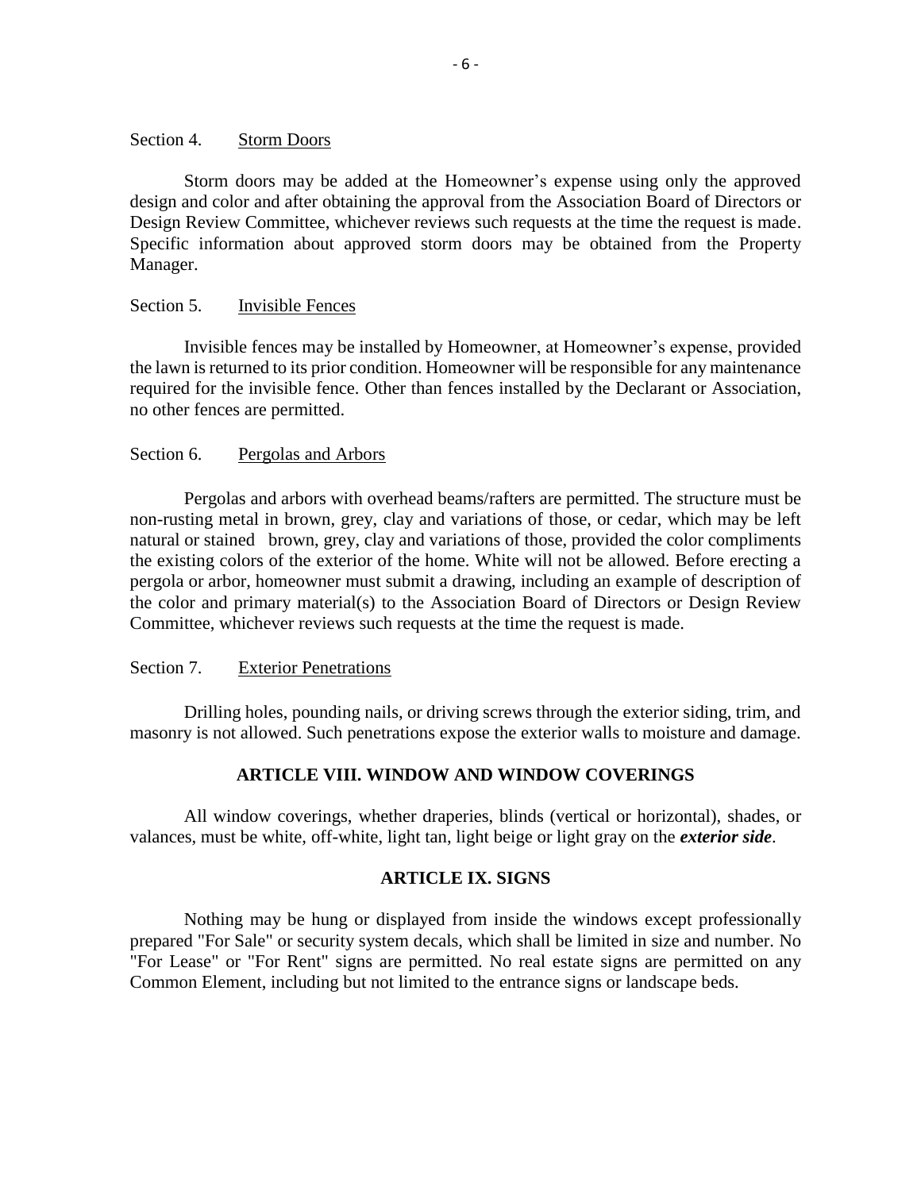Section 4. Storm Doors

Storm doors may be added at the Homeowner's expense using only the approved design and color and after obtaining the approval from the Association Board of Directors or Design Review Committee, whichever reviews such requests at the time the request is made. Specific information about approved storm doors may be obtained from the Property Manager.

Section 5. Invisible Fences

Invisible fences may be installed by Homeowner, at Homeowner's expense, provided the lawn is returned to its prior condition. Homeowner will be responsible for any maintenance required for the invisible fence. Other than fences installed by the Declarant or Association, no other fences are permitted.

Section 6. Pergolas and Arbors

Pergolas and arbors with overhead beams/rafters are permitted. The structure must be non-rusting metal in brown, grey, clay and variations of those, or cedar, which may be left natural or stained brown, grey, clay and variations of those, provided the color compliments the existing colors of the exterior of the home. White will not be allowed. Before erecting a pergola or arbor, homeowner must submit a drawing, including an example of description of the color and primary material(s) to the Association Board of Directors or Design Review Committee, whichever reviews such requests at the time the request is made.

Section 7. Exterior Penetrations

Drilling holes, pounding nails, or driving screws through the exterior siding, trim, and masonry is not allowed. Such penetrations expose the exterior walls to moisture and damage.

## ARTICLE VIII. WINDOW AND WINDOW COVERINGS

All window coverings, whether draperies, blinds (vertical or horizontal), shades, or valances, must be white, off-white, light tan, light beige or light gray on the ***exterior side***.

## ARTICLE IX. SIGNS

Nothing may be hung or displayed from inside the windows except professionally prepared "For Sale" or security system decals, which shall be limited in size and number. No "For Lease" or "For Rent" signs are permitted. No real estate signs are permitted on any Common Element, including but not limited to the entrance signs or landscape beds.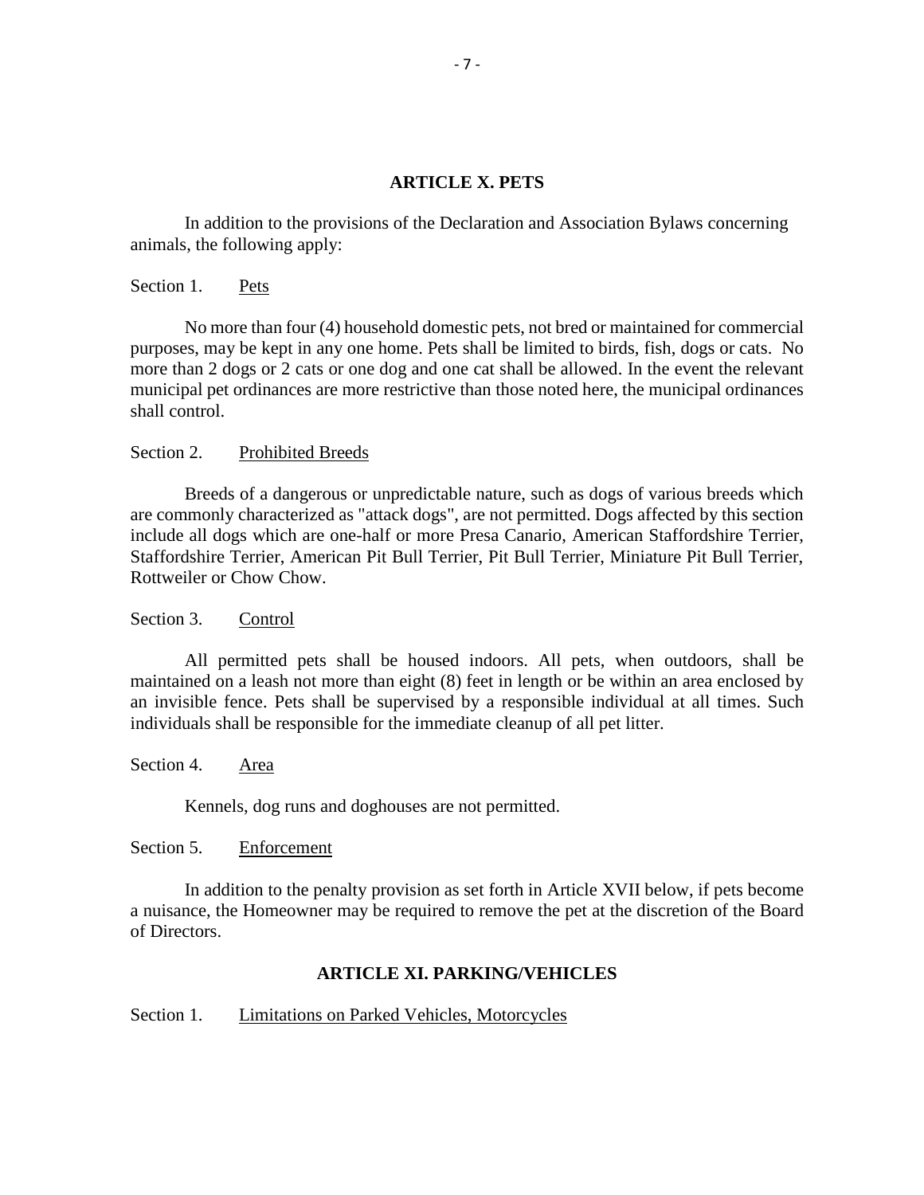## ARTICLE X. PETS

In addition to the provisions of the Declaration and Association Bylaws concerning animals, the following apply:

Section 1. Pets

No more than four (4) household domestic pets, not bred or maintained for commercial purposes, may be kept in any one home. Pets shall be limited to birds, fish, dogs or cats. No more than 2 dogs or 2 cats or one dog and one cat shall be allowed. In the event the relevant municipal pet ordinances are more restrictive than those noted here, the municipal ordinances shall control.

Section 2. Prohibited Breeds

Breeds of a dangerous or unpredictable nature, such as dogs of various breeds which are commonly characterized as "attack dogs", are not permitted. Dogs affected by this section include all dogs which are one-half or more Presa Canario, American Staffordshire Terrier, Staffordshire Terrier, American Pit Bull Terrier, Pit Bull Terrier, Miniature Pit Bull Terrier, Rottweiler or Chow Chow.

Section 3. Control

All permitted pets shall be housed indoors. All pets, when outdoors, shall be maintained on a leash not more than eight (8) feet in length or be within an area enclosed by an invisible fence. Pets shall be supervised by a responsible individual at all times. Such individuals shall be responsible for the immediate cleanup of all pet litter.

Section 4. Area

Kennels, dog runs and doghouses are not permitted.

Section 5. Enforcement

In addition to the penalty provision as set forth in Article XVII below, if pets become a nuisance, the Homeowner may be required to remove the pet at the discretion of the Board of Directors.

## ARTICLE XI. PARKING/VEHICLES

Section 1. Limitations on Parked Vehicles, Motorcycles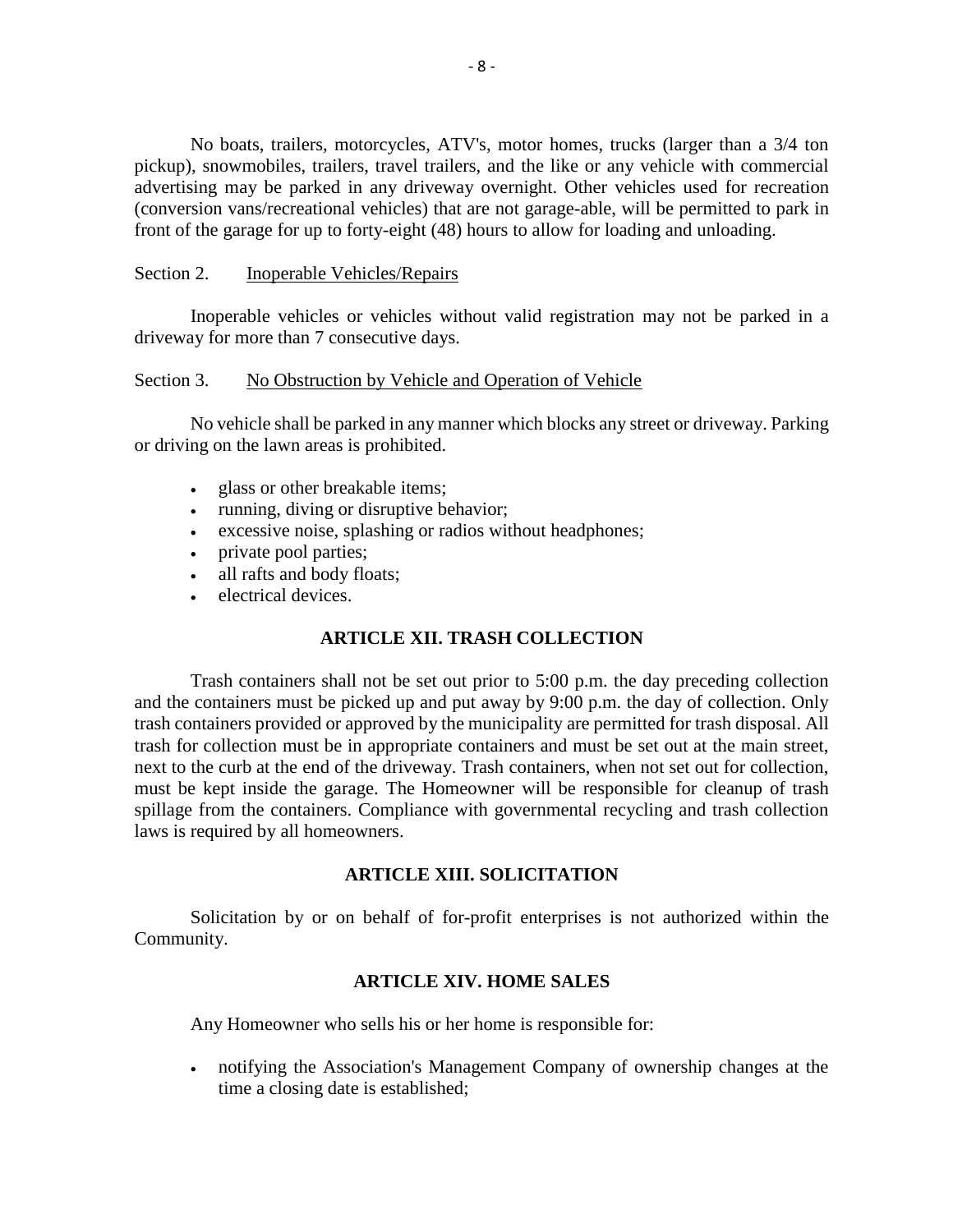No boats, trailers, motorcycles, ATV's, motor homes, trucks (larger than a 3/4 ton pickup), snowmobiles, trailers, travel trailers, and the like or any vehicle with commercial advertising may be parked in any driveway overnight. Other vehicles used for recreation (conversion vans/recreational vehicles) that are not garage-able, will be permitted to park in front of the garage for up to forty-eight (48) hours to allow for loading and unloading.

Section 2. Inoperable Vehicles/Repairs

Inoperable vehicles or vehicles without valid registration may not be parked in a driveway for more than 7 consecutive days.

Section 3. No Obstruction by Vehicle and Operation of Vehicle

No vehicle shall be parked in any manner which blocks any street or driveway. Parking or driving on the lawn areas is prohibited.

- glass or other breakable items;
- running, diving or disruptive behavior;
- excessive noise, splashing or radios without headphones;
- private pool parties;
- all rafts and body floats;
- electrical devices.

## ARTICLE XII. TRASH COLLECTION

Trash containers shall not be set out prior to 5:00 p.m. the day preceding collection and the containers must be picked up and put away by 9:00 p.m. the day of collection. Only trash containers provided or approved by the municipality are permitted for trash disposal. All trash for collection must be in appropriate containers and must be set out at the main street, next to the curb at the end of the driveway. Trash containers, when not set out for collection, must be kept inside the garage. The Homeowner will be responsible for cleanup of trash spillage from the containers. Compliance with governmental recycling and trash collection laws is required by all homeowners.

## ARTICLE XIII. SOLICITATION

Solicitation by or on behalf of for-profit enterprises is not authorized within the Community.

## ARTICLE XIV. HOME SALES

Any Homeowner who sells his or her home is responsible for:

- notifying the Association's Management Company of ownership changes at the time a closing date is established;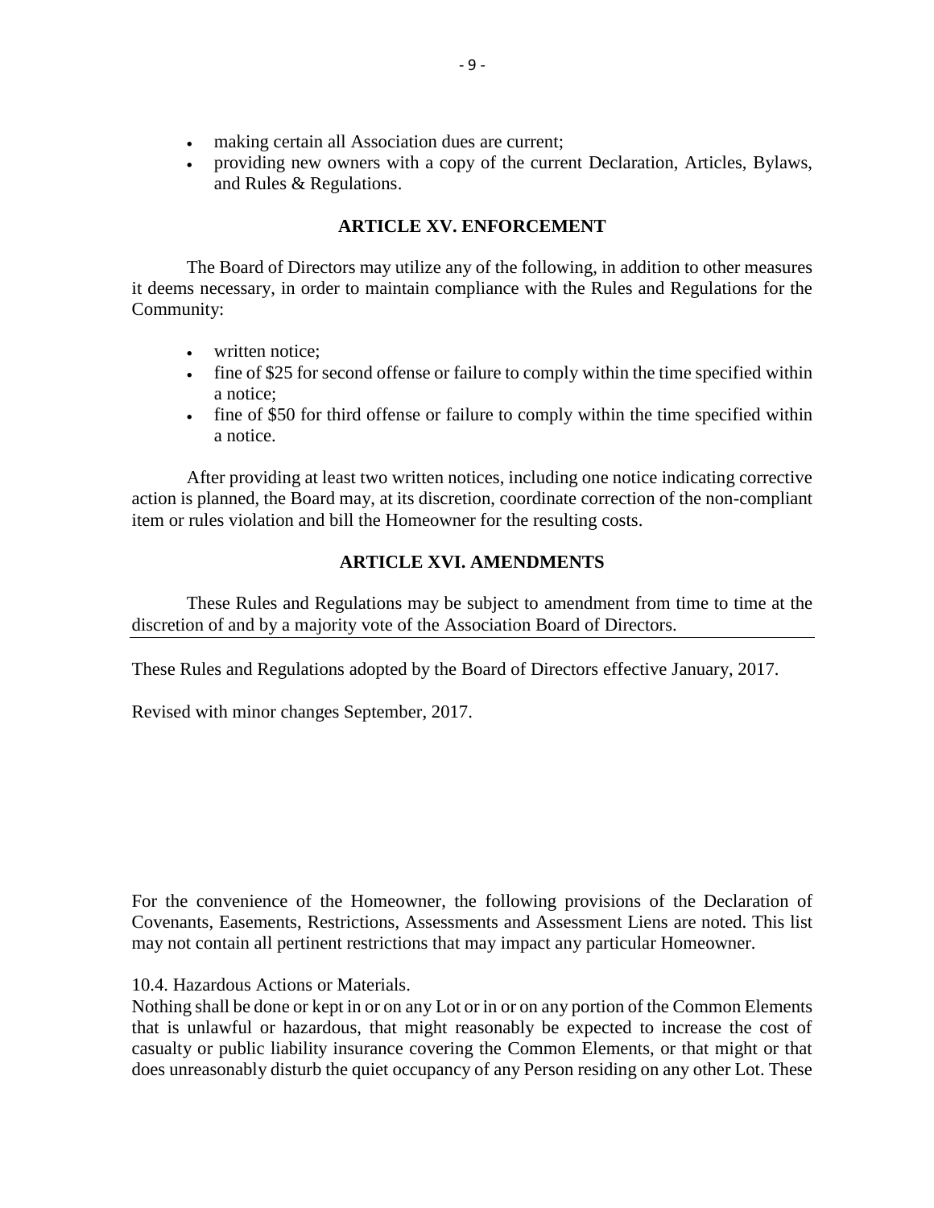- making certain all Association dues are current;
- providing new owners with a copy of the current Declaration, Articles, Bylaws, and Rules & Regulations.

## ARTICLE XV. ENFORCEMENT

The Board of Directors may utilize any of the following, in addition to other measures it deems necessary, in order to maintain compliance with the Rules and Regulations for the Community:

- written notice;
- fine of $25 for second offense or failure to comply within the time specified within a notice;
- fine of $50 for third offense or failure to comply within the time specified within a notice.

After providing at least two written notices, including one notice indicating corrective action is planned, the Board may, at its discretion, coordinate correction of the non-compliant item or rules violation and bill the Homeowner for the resulting costs.

## ARTICLE XVI. AMENDMENTS

These Rules and Regulations may be subject to amendment from time to time at the discretion of and by a majority vote of the Association Board of Directors.

---

These Rules and Regulations adopted by the Board of Directors effective January, 2017.

Revised with minor changes September, 2017.

For the convenience of the Homeowner, the following provisions of the Declaration of Covenants, Easements, Restrictions, Assessments and Assessment Liens are noted. This list may not contain all pertinent restrictions that may impact any particular Homeowner.

10.4. Hazardous Actions or Materials.
Nothing shall be done or kept in or on any Lot or in or on any portion of the Common Elements that is unlawful or hazardous, that might reasonably be expected to increase the cost of casualty or public liability insurance covering the Common Elements, or that might or that does unreasonably disturb the quiet occupancy of any Person residing on any other Lot. These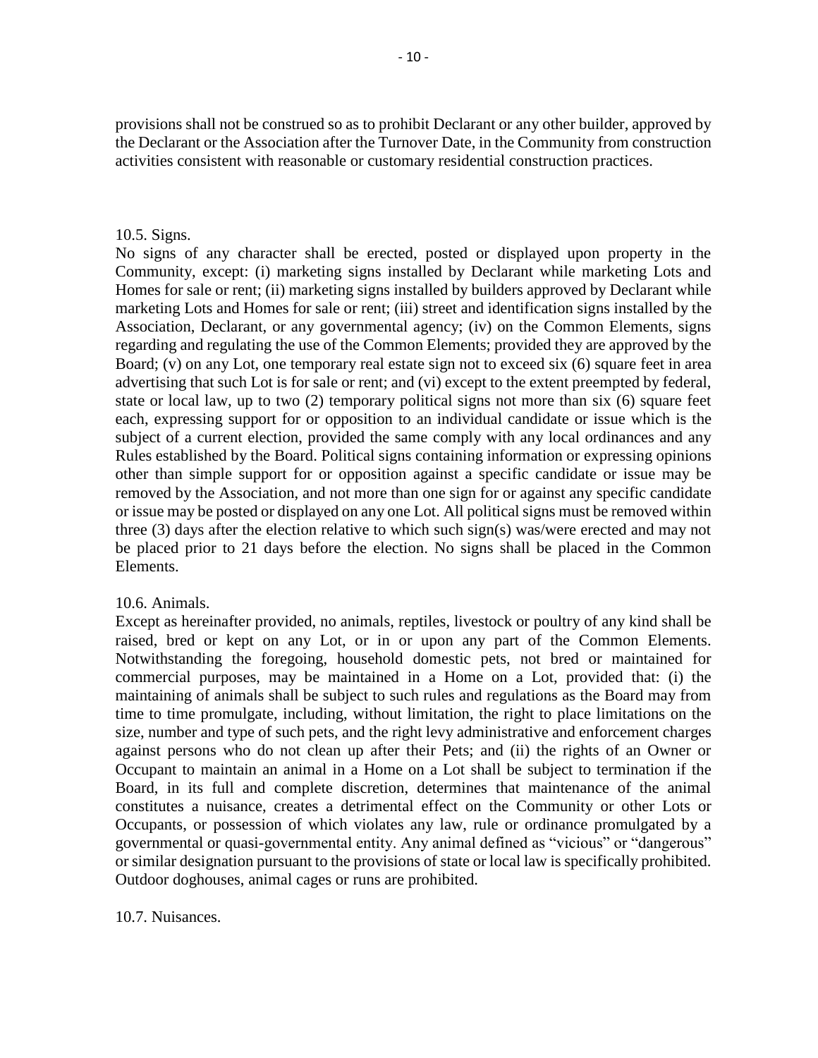provisions shall not be construed so as to prohibit Declarant or any other builder, approved by the Declarant or the Association after the Turnover Date, in the Community from construction activities consistent with reasonable or customary residential construction practices.

10.5. Signs.

No signs of any character shall be erected, posted or displayed upon property in the Community, except: (i) marketing signs installed by Declarant while marketing Lots and Homes for sale or rent; (ii) marketing signs installed by builders approved by Declarant while marketing Lots and Homes for sale or rent; (iii) street and identification signs installed by the Association, Declarant, or any governmental agency; (iv) on the Common Elements, signs regarding and regulating the use of the Common Elements; provided they are approved by the Board; (v) on any Lot, one temporary real estate sign not to exceed six (6) square feet in area advertising that such Lot is for sale or rent; and (vi) except to the extent preempted by federal, state or local law, up to two (2) temporary political signs not more than six (6) square feet each, expressing support for or opposition to an individual candidate or issue which is the subject of a current election, provided the same comply with any local ordinances and any Rules established by the Board. Political signs containing information or expressing opinions other than simple support for or opposition against a specific candidate or issue may be removed by the Association, and not more than one sign for or against any specific candidate or issue may be posted or displayed on any one Lot. All political signs must be removed within three (3) days after the election relative to which such sign(s) was/were erected and may not be placed prior to 21 days before the election. No signs shall be placed in the Common Elements.

10.6. Animals.

Except as hereinafter provided, no animals, reptiles, livestock or poultry of any kind shall be raised, bred or kept on any Lot, or in or upon any part of the Common Elements. Notwithstanding the foregoing, household domestic pets, not bred or maintained for commercial purposes, may be maintained in a Home on a Lot, provided that: (i) the maintaining of animals shall be subject to such rules and regulations as the Board may from time to time promulgate, including, without limitation, the right to place limitations on the size, number and type of such pets, and the right levy administrative and enforcement charges against persons who do not clean up after their Pets; and (ii) the rights of an Owner or Occupant to maintain an animal in a Home on a Lot shall be subject to termination if the Board, in its full and complete discretion, determines that maintenance of the animal constitutes a nuisance, creates a detrimental effect on the Community or other Lots or Occupants, or possession of which violates any law, rule or ordinance promulgated by a governmental or quasi-governmental entity. Any animal defined as "vicious" or "dangerous" or similar designation pursuant to the provisions of state or local law is specifically prohibited. Outdoor doghouses, animal cages or runs are prohibited.

10.7. Nuisances.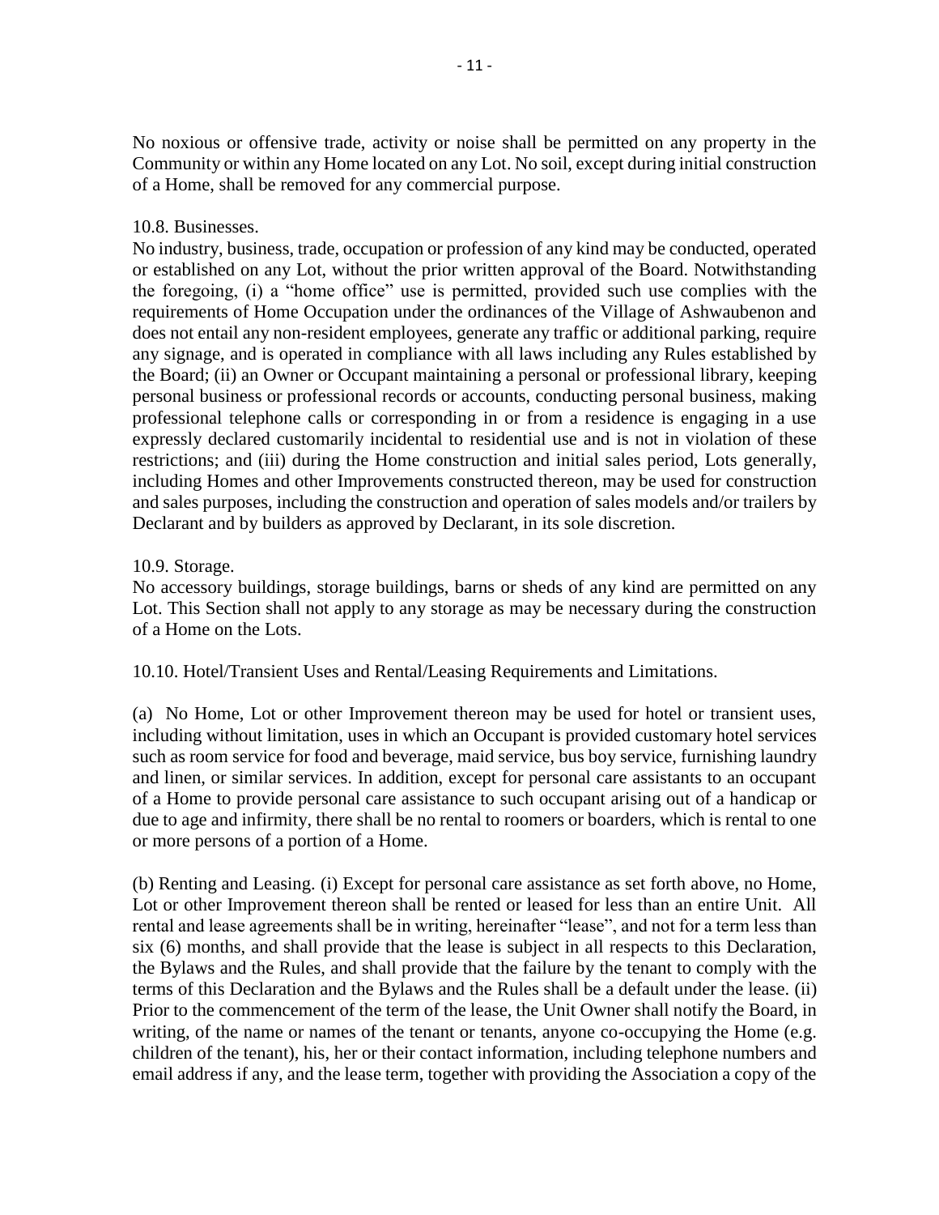No noxious or offensive trade, activity or noise shall be permitted on any property in the Community or within any Home located on any Lot. No soil, except during initial construction of a Home, shall be removed for any commercial purpose.

10.8. Businesses.
No industry, business, trade, occupation or profession of any kind may be conducted, operated or established on any Lot, without the prior written approval of the Board. Notwithstanding the foregoing, (i) a "home office" use is permitted, provided such use complies with the requirements of Home Occupation under the ordinances of the Village of Ashwaubenon and does not entail any non-resident employees, generate any traffic or additional parking, require any signage, and is operated in compliance with all laws including any Rules established by the Board; (ii) an Owner or Occupant maintaining a personal or professional library, keeping personal business or professional records or accounts, conducting personal business, making professional telephone calls or corresponding in or from a residence is engaging in a use expressly declared customarily incidental to residential use and is not in violation of these restrictions; and (iii) during the Home construction and initial sales period, Lots generally, including Homes and other Improvements constructed thereon, may be used for construction and sales purposes, including the construction and operation of sales models and/or trailers by Declarant and by builders as approved by Declarant, in its sole discretion.

10.9. Storage.
No accessory buildings, storage buildings, barns or sheds of any kind are permitted on any Lot. This Section shall not apply to any storage as may be necessary during the construction of a Home on the Lots.

10.10. Hotel/Transient Uses and Rental/Leasing Requirements and Limitations.

(a) No Home, Lot or other Improvement thereon may be used for hotel or transient uses, including without limitation, uses in which an Occupant is provided customary hotel services such as room service for food and beverage, maid service, bus boy service, furnishing laundry and linen, or similar services. In addition, except for personal care assistants to an occupant of a Home to provide personal care assistance to such occupant arising out of a handicap or due to age and infirmity, there shall be no rental to roomers or boarders, which is rental to one or more persons of a portion of a Home.

(b) Renting and Leasing. (i) Except for personal care assistance as set forth above, no Home, Lot or other Improvement thereon shall be rented or leased for less than an entire Unit. All rental and lease agreements shall be in writing, hereinafter "lease", and not for a term less than six (6) months, and shall provide that the lease is subject in all respects to this Declaration, the Bylaws and the Rules, and shall provide that the failure by the tenant to comply with the terms of this Declaration and the Bylaws and the Rules shall be a default under the lease. (ii) Prior to the commencement of the term of the lease, the Unit Owner shall notify the Board, in writing, of the name or names of the tenant or tenants, anyone co-occupying the Home (e.g. children of the tenant), his, her or their contact information, including telephone numbers and email address if any, and the lease term, together with providing the Association a copy of the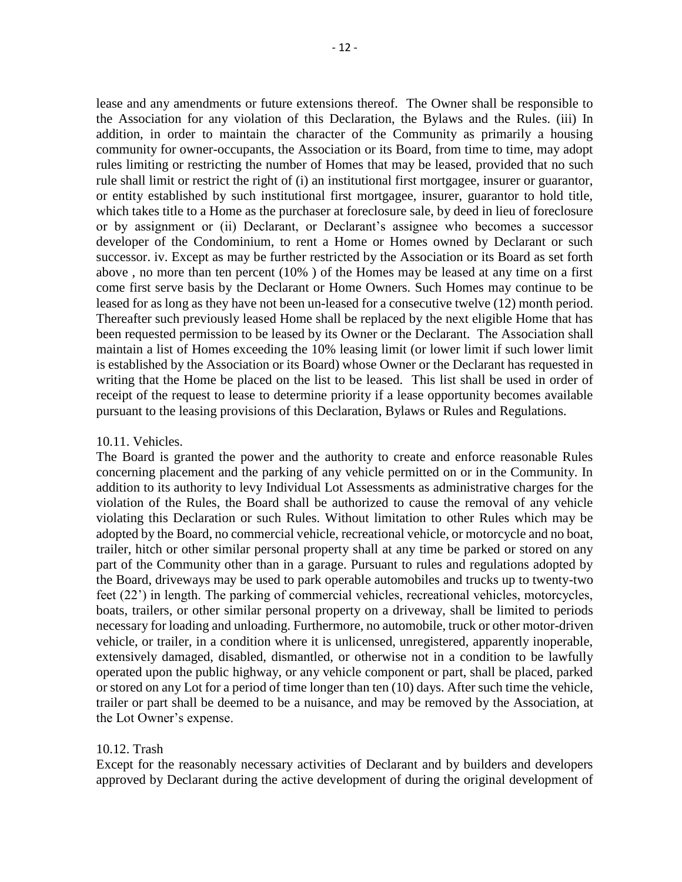lease and any amendments or future extensions thereof. The Owner shall be responsible to the Association for any violation of this Declaration, the Bylaws and the Rules. (iii) In addition, in order to maintain the character of the Community as primarily a housing community for owner-occupants, the Association or its Board, from time to time, may adopt rules limiting or restricting the number of Homes that may be leased, provided that no such rule shall limit or restrict the right of (i) an institutional first mortgagee, insurer or guarantor, or entity established by such institutional first mortgagee, insurer, guarantor to hold title, which takes title to a Home as the purchaser at foreclosure sale, by deed in lieu of foreclosure or by assignment or (ii) Declarant, or Declarant's assignee who becomes a successor developer of the Condominium, to rent a Home or Homes owned by Declarant or such successor. iv. Except as may be further restricted by the Association or its Board as set forth above , no more than ten percent (10% ) of the Homes may be leased at any time on a first come first serve basis by the Declarant or Home Owners. Such Homes may continue to be leased for as long as they have not been un-leased for a consecutive twelve (12) month period. Thereafter such previously leased Home shall be replaced by the next eligible Home that has been requested permission to be leased by its Owner or the Declarant. The Association shall maintain a list of Homes exceeding the 10% leasing limit (or lower limit if such lower limit is established by the Association or its Board) whose Owner or the Declarant has requested in writing that the Home be placed on the list to be leased. This list shall be used in order of receipt of the request to lease to determine priority if a lease opportunity becomes available pursuant to the leasing provisions of this Declaration, Bylaws or Rules and Regulations.

10.11. Vehicles.

The Board is granted the power and the authority to create and enforce reasonable Rules concerning placement and the parking of any vehicle permitted on or in the Community. In addition to its authority to levy Individual Lot Assessments as administrative charges for the violation of the Rules, the Board shall be authorized to cause the removal of any vehicle violating this Declaration or such Rules. Without limitation to other Rules which may be adopted by the Board, no commercial vehicle, recreational vehicle, or motorcycle and no boat, trailer, hitch or other similar personal property shall at any time be parked or stored on any part of the Community other than in a garage. Pursuant to rules and regulations adopted by the Board, driveways may be used to park operable automobiles and trucks up to twenty-two feet (22') in length. The parking of commercial vehicles, recreational vehicles, motorcycles, boats, trailers, or other similar personal property on a driveway, shall be limited to periods necessary for loading and unloading. Furthermore, no automobile, truck or other motor-driven vehicle, or trailer, in a condition where it is unlicensed, unregistered, apparently inoperable, extensively damaged, disabled, dismantled, or otherwise not in a condition to be lawfully operated upon the public highway, or any vehicle component or part, shall be placed, parked or stored on any Lot for a period of time longer than ten (10) days. After such time the vehicle, trailer or part shall be deemed to be a nuisance, and may be removed by the Association, at the Lot Owner's expense.

10.12. Trash

Except for the reasonably necessary activities of Declarant and by builders and developers approved by Declarant during the active development of during the original development of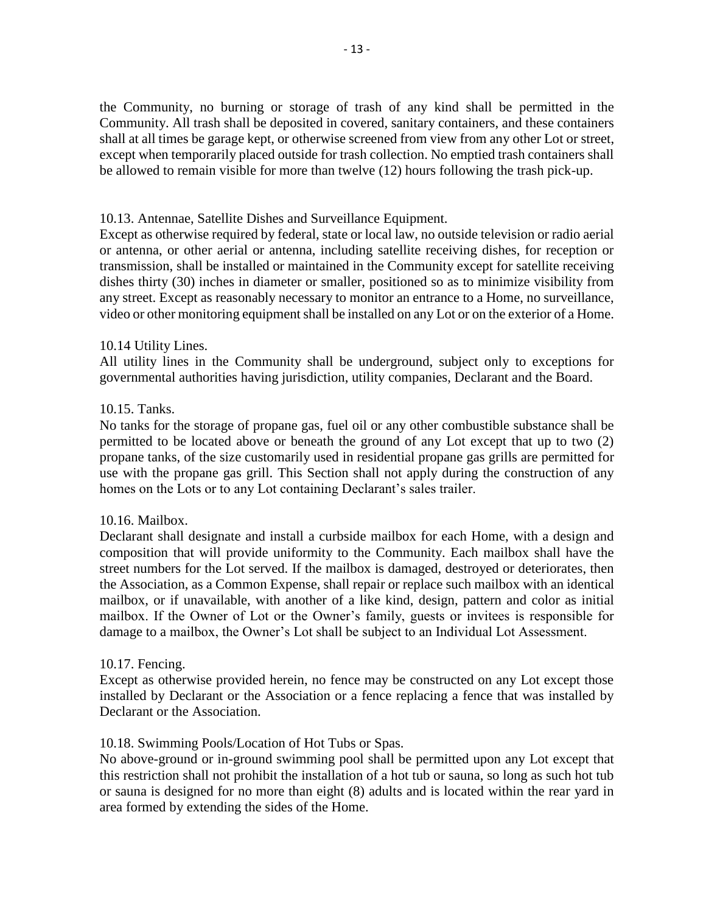the Community, no burning or storage of trash of any kind shall be permitted in the Community. All trash shall be deposited in covered, sanitary containers, and these containers shall at all times be garage kept, or otherwise screened from view from any other Lot or street, except when temporarily placed outside for trash collection. No emptied trash containers shall be allowed to remain visible for more than twelve (12) hours following the trash pick-up.

10.13. Antennae, Satellite Dishes and Surveillance Equipment.
Except as otherwise required by federal, state or local law, no outside television or radio aerial or antenna, or other aerial or antenna, including satellite receiving dishes, for reception or transmission, shall be installed or maintained in the Community except for satellite receiving dishes thirty (30) inches in diameter or smaller, positioned so as to minimize visibility from any street. Except as reasonably necessary to monitor an entrance to a Home, no surveillance, video or other monitoring equipment shall be installed on any Lot or on the exterior of a Home.

10.14 Utility Lines.
All utility lines in the Community shall be underground, subject only to exceptions for governmental authorities having jurisdiction, utility companies, Declarant and the Board.

10.15. Tanks.
No tanks for the storage of propane gas, fuel oil or any other combustible substance shall be permitted to be located above or beneath the ground of any Lot except that up to two (2) propane tanks, of the size customarily used in residential propane gas grills are permitted for use with the propane gas grill. This Section shall not apply during the construction of any homes on the Lots or to any Lot containing Declarant's sales trailer.

10.16. Mailbox.
Declarant shall designate and install a curbside mailbox for each Home, with a design and composition that will provide uniformity to the Community. Each mailbox shall have the street numbers for the Lot served. If the mailbox is damaged, destroyed or deteriorates, then the Association, as a Common Expense, shall repair or replace such mailbox with an identical mailbox, or if unavailable, with another of a like kind, design, pattern and color as initial mailbox. If the Owner of Lot or the Owner's family, guests or invitees is responsible for damage to a mailbox, the Owner's Lot shall be subject to an Individual Lot Assessment.

10.17. Fencing.
Except as otherwise provided herein, no fence may be constructed on any Lot except those installed by Declarant or the Association or a fence replacing a fence that was installed by Declarant or the Association.

10.18. Swimming Pools/Location of Hot Tubs or Spas.
No above-ground or in-ground swimming pool shall be permitted upon any Lot except that this restriction shall not prohibit the installation of a hot tub or sauna, so long as such hot tub or sauna is designed for no more than eight (8) adults and is located within the rear yard in area formed by extending the sides of the Home.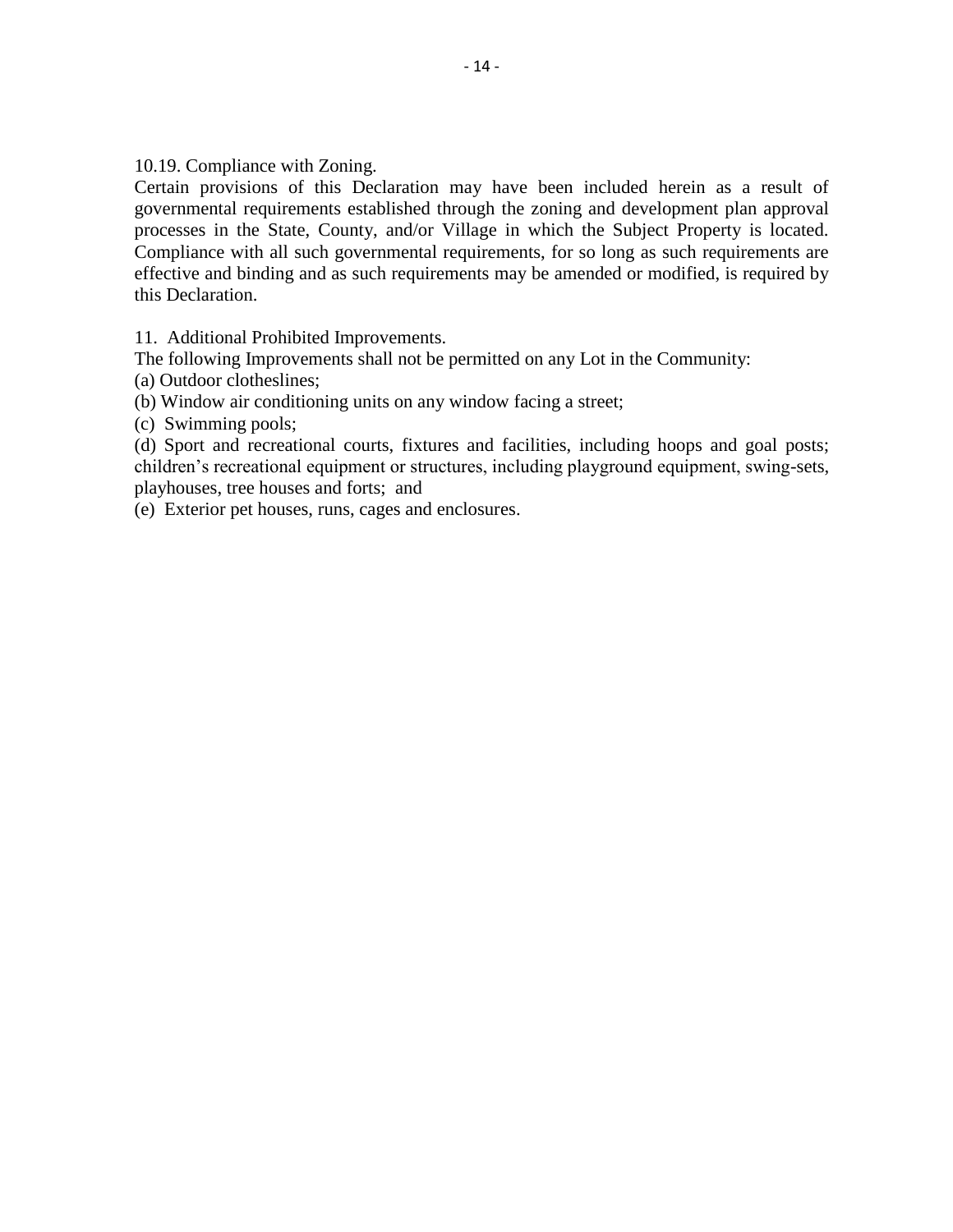10.19. Compliance with Zoning.

Certain provisions of this Declaration may have been included herein as a result of governmental requirements established through the zoning and development plan approval processes in the State, County, and/or Village in which the Subject Property is located. Compliance with all such governmental requirements, for so long as such requirements are effective and binding and as such requirements may be amended or modified, is required by this Declaration.

11. Additional Prohibited Improvements.

The following Improvements shall not be permitted on any Lot in the Community:

(a) Outdoor clotheslines;

(b) Window air conditioning units on any window facing a street;

(c) Swimming pools;

(d) Sport and recreational courts, fixtures and facilities, including hoops and goal posts; children's recreational equipment or structures, including playground equipment, swing-sets, playhouses, tree houses and forts; and

(e) Exterior pet houses, runs, cages and enclosures.